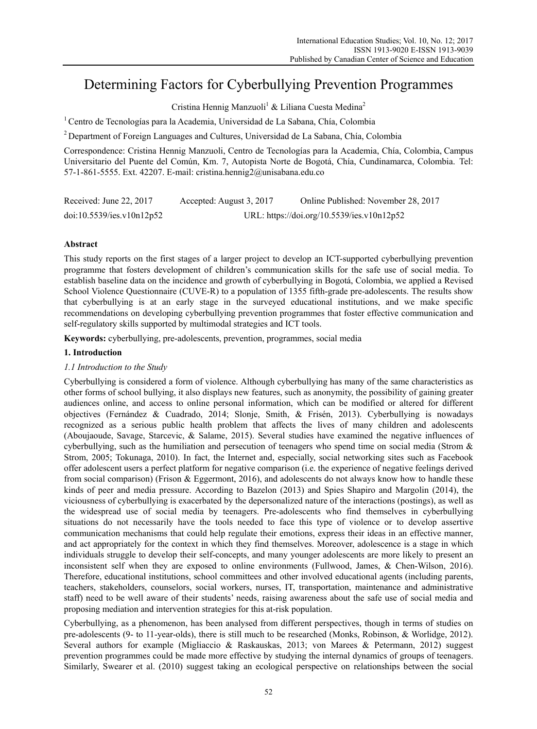# Determining Factors for Cyberbullying Prevention Programmes

Cristina Hennig Manzuoli[1] & Liliana Cuesta Medina[2]

[1] Centro de Tecnologías para la Academia, Universidad de La Sabana, Chía, Colombia

[2] Department of Foreign Languages and Cultures, Universidad de La Sabana, Chía, Colombia

Correspondence: Cristina Hennig Manzuoli, Centro de Tecnologías para la Academia, Chía, Colombia, Campus Universitario del Puente del Común, Km. 7, Autopista Norte de Bogotá, Chía, Cundinamarca, Colombia. Tel: 57-1-861-5555. Ext. 42207. E-mail: cristina.hennig2@unisabana.edu.co

Received: June 22, 2017 Accepted: August 3, 2017 Online Published: November 28, 2017

doi:10.5539/ies.v10n12p52 URL: https://doi.org/10.5539/ies.v10n12p52

## Abstract

This study reports on the first stages of a larger project to develop an ICT-supported cyberbullying prevention programme that fosters development of children's communication skills for the safe use of social media. To establish baseline data on the incidence and growth of cyberbullying in Bogotá, Colombia, we applied a Revised School Violence Questionnaire (CUVE-R) to a population of 1355 fifth-grade pre-adolescents. The results show that cyberbullying is at an early stage in the surveyed educational institutions, and we make specific recommendations on developing cyberbullying prevention programmes that foster effective communication and self-regulatory skills supported by multimodal strategies and ICT tools.

**Keywords:** cyberbullying, pre-adolescents, prevention, programmes, social media

## 1. Introduction

### *1.1 Introduction to the Study*

Cyberbullying is considered a form of violence. Although cyberbullying has many of the same characteristics as other forms of school bullying, it also displays new features, such as anonymity, the possibility of gaining greater audiences online, and access to online personal information, which can be modified or altered for different objectives (Fernández & Cuadrado, 2014; Slonje, Smith, & Frisén, 2013). Cyberbullying is nowadays recognized as a serious public health problem that affects the lives of many children and adolescents (Aboujaoude, Savage, Starcevic, & Salame, 2015). Several studies have examined the negative influences of cyberbullying, such as the humiliation and persecution of teenagers who spend time on social media (Strom & Strom, 2005; Tokunaga, 2010). In fact, the Internet and, especially, social networking sites such as Facebook offer adolescent users a perfect platform for negative comparison (i.e. the experience of negative feelings derived from social comparison) (Frison & Eggermont, 2016), and adolescents do not always know how to handle these kinds of peer and media pressure. According to Bazelon (2013) and Spies Shapiro and Margolin (2014), the viciousness of cyberbullying is exacerbated by the depersonalized nature of the interactions (postings), as well as the widespread use of social media by teenagers. Pre-adolescents who find themselves in cyberbullying situations do not necessarily have the tools needed to face this type of violence or to develop assertive communication mechanisms that could help regulate their emotions, express their ideas in an effective manner, and act appropriately for the context in which they find themselves. Moreover, adolescence is a stage in which individuals struggle to develop their self-concepts, and many younger adolescents are more likely to present an inconsistent self when they are exposed to online environments (Fullwood, James, & Chen-Wilson, 2016). Therefore, educational institutions, school committees and other involved educational agents (including parents, teachers, stakeholders, counselors, social workers, nurses, IT, transportation, maintenance and administrative staff) need to be well aware of their students' needs, raising awareness about the safe use of social media and proposing mediation and intervention strategies for this at-risk population.

Cyberbullying, as a phenomenon, has been analysed from different perspectives, though in terms of studies on pre-adolescents (9- to 11-year-olds), there is still much to be researched (Monks, Robinson, & Worlidge, 2012). Several authors for example (Migliaccio & Raskauskas, 2013; von Marees & Petermann, 2012) suggest prevention programmes could be made more effective by studying the internal dynamics of groups of teenagers. Similarly, Swearer et al. (2010) suggest taking an ecological perspective on relationships between the social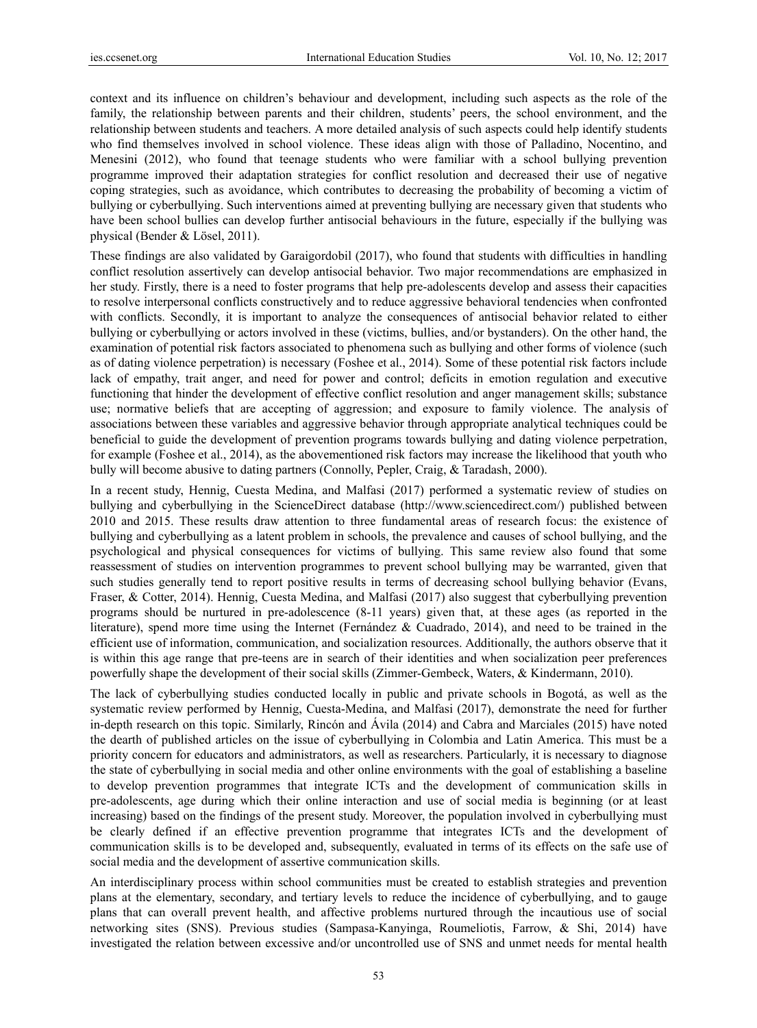context and its influence on children's behaviour and development, including such aspects as the role of the family, the relationship between parents and their children, students' peers, the school environment, and the relationship between students and teachers. A more detailed analysis of such aspects could help identify students who find themselves involved in school violence. These ideas align with those of Palladino, Nocentino, and Menesini (2012), who found that teenage students who were familiar with a school bullying prevention programme improved their adaptation strategies for conflict resolution and decreased their use of negative coping strategies, such as avoidance, which contributes to decreasing the probability of becoming a victim of bullying or cyberbullying. Such interventions aimed at preventing bullying are necessary given that students who have been school bullies can develop further antisocial behaviours in the future, especially if the bullying was physical (Bender & Lösel, 2011).

These findings are also validated by Garaigordobil (2017), who found that students with difficulties in handling conflict resolution assertively can develop antisocial behavior. Two major recommendations are emphasized in her study. Firstly, there is a need to foster programs that help pre-adolescents develop and assess their capacities to resolve interpersonal conflicts constructively and to reduce aggressive behavioral tendencies when confronted with conflicts. Secondly, it is important to analyze the consequences of antisocial behavior related to either bullying or cyberbullying or actors involved in these (victims, bullies, and/or bystanders). On the other hand, the examination of potential risk factors associated to phenomena such as bullying and other forms of violence (such as of dating violence perpetration) is necessary (Foshee et al., 2014). Some of these potential risk factors include lack of empathy, trait anger, and need for power and control; deficits in emotion regulation and executive functioning that hinder the development of effective conflict resolution and anger management skills; substance use; normative beliefs that are accepting of aggression; and exposure to family violence. The analysis of associations between these variables and aggressive behavior through appropriate analytical techniques could be beneficial to guide the development of prevention programs towards bullying and dating violence perpetration, for example (Foshee et al., 2014), as the abovementioned risk factors may increase the likelihood that youth who bully will become abusive to dating partners (Connolly, Pepler, Craig, & Taradash, 2000).

In a recent study, Hennig, Cuesta Medina, and Malfasi (2017) performed a systematic review of studies on bullying and cyberbullying in the ScienceDirect database (http://www.sciencedirect.com/) published between 2010 and 2015. These results draw attention to three fundamental areas of research focus: the existence of bullying and cyberbullying as a latent problem in schools, the prevalence and causes of school bullying, and the psychological and physical consequences for victims of bullying. This same review also found that some reassessment of studies on intervention programmes to prevent school bullying may be warranted, given that such studies generally tend to report positive results in terms of decreasing school bullying behavior (Evans, Fraser, & Cotter, 2014). Hennig, Cuesta Medina, and Malfasi (2017) also suggest that cyberbullying prevention programs should be nurtured in pre-adolescence (8-11 years) given that, at these ages (as reported in the literature), spend more time using the Internet (Fernández & Cuadrado, 2014), and need to be trained in the efficient use of information, communication, and socialization resources. Additionally, the authors observe that it is within this age range that pre-teens are in search of their identities and when socialization peer preferences powerfully shape the development of their social skills (Zimmer-Gembeck, Waters, & Kindermann, 2010).

The lack of cyberbullying studies conducted locally in public and private schools in Bogotá, as well as the systematic review performed by Hennig, Cuesta-Medina, and Malfasi (2017), demonstrate the need for further in-depth research on this topic. Similarly, Rincón and Ávila (2014) and Cabra and Marciales (2015) have noted the dearth of published articles on the issue of cyberbullying in Colombia and Latin America. This must be a priority concern for educators and administrators, as well as researchers. Particularly, it is necessary to diagnose the state of cyberbullying in social media and other online environments with the goal of establishing a baseline to develop prevention programmes that integrate ICTs and the development of communication skills in pre-adolescents, age during which their online interaction and use of social media is beginning (or at least increasing) based on the findings of the present study. Moreover, the population involved in cyberbullying must be clearly defined if an effective prevention programme that integrates ICTs and the development of communication skills is to be developed and, subsequently, evaluated in terms of its effects on the safe use of social media and the development of assertive communication skills.

An interdisciplinary process within school communities must be created to establish strategies and prevention plans at the elementary, secondary, and tertiary levels to reduce the incidence of cyberbullying, and to gauge plans that can overall prevent health, and affective problems nurtured through the incautious use of social networking sites (SNS). Previous studies (Sampasa-Kanyinga, Roumeliotis, Farrow, & Shi, 2014) have investigated the relation between excessive and/or uncontrolled use of SNS and unmet needs for mental health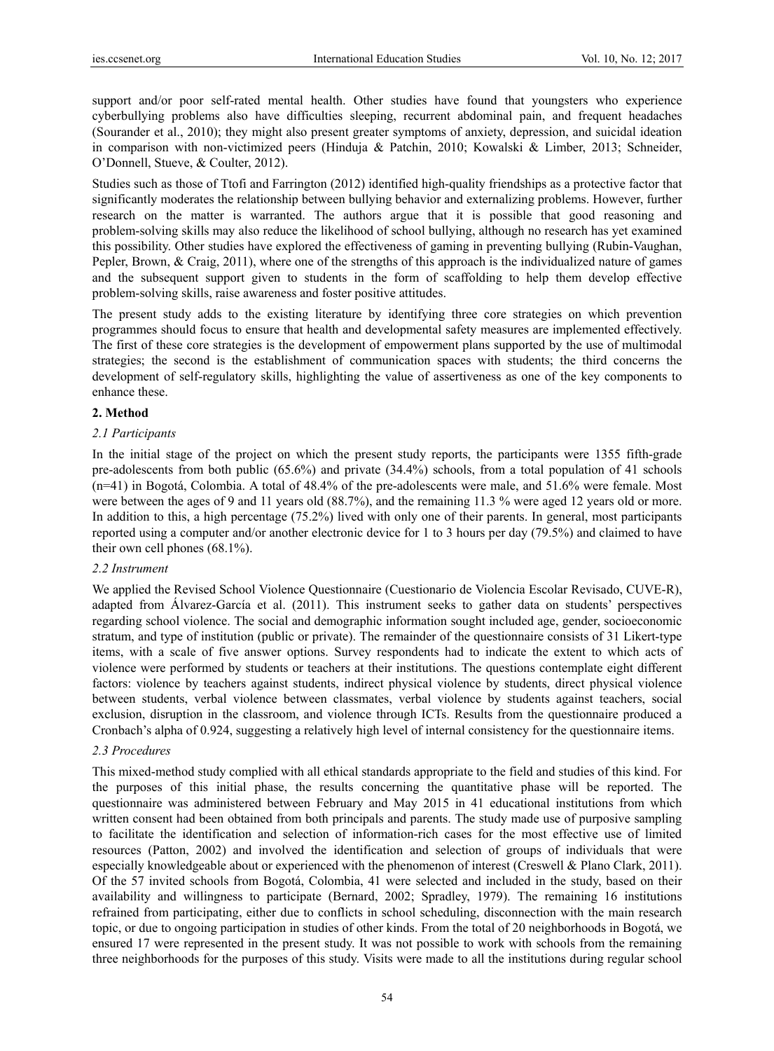support and/or poor self-rated mental health. Other studies have found that youngsters who experience cyberbullying problems also have difficulties sleeping, recurrent abdominal pain, and frequent headaches (Sourander et al., 2010); they might also present greater symptoms of anxiety, depression, and suicidal ideation in comparison with non-victimized peers (Hinduja & Patchin, 2010; Kowalski & Limber, 2013; Schneider, O'Donnell, Stueve, & Coulter, 2012).

Studies such as those of Ttofi and Farrington (2012) identified high-quality friendships as a protective factor that significantly moderates the relationship between bullying behavior and externalizing problems. However, further research on the matter is warranted. The authors argue that it is possible that good reasoning and problem-solving skills may also reduce the likelihood of school bullying, although no research has yet examined this possibility. Other studies have explored the effectiveness of gaming in preventing bullying (Rubin-Vaughan, Pepler, Brown, & Craig, 2011), where one of the strengths of this approach is the individualized nature of games and the subsequent support given to students in the form of scaffolding to help them develop effective problem-solving skills, raise awareness and foster positive attitudes.

The present study adds to the existing literature by identifying three core strategies on which prevention programmes should focus to ensure that health and developmental safety measures are implemented effectively. The first of these core strategies is the development of empowerment plans supported by the use of multimodal strategies; the second is the establishment of communication spaces with students; the third concerns the development of self-regulatory skills, highlighting the value of assertiveness as one of the key components to enhance these.

## 2. Method

### *2.1 Participants*

In the initial stage of the project on which the present study reports, the participants were 1355 fifth-grade pre-adolescents from both public (65.6%) and private (34.4%) schools, from a total population of 41 schools (n=41) in Bogotá, Colombia. A total of 48.4% of the pre-adolescents were male, and 51.6% were female. Most were between the ages of 9 and 11 years old (88.7%), and the remaining 11.3 % were aged 12 years old or more. In addition to this, a high percentage (75.2%) lived with only one of their parents. In general, most participants reported using a computer and/or another electronic device for 1 to 3 hours per day (79.5%) and claimed to have their own cell phones (68.1%).

### *2.2 Instrument*

We applied the Revised School Violence Questionnaire (Cuestionario de Violencia Escolar Revisado, CUVE-R), adapted from Álvarez-García et al. (2011). This instrument seeks to gather data on students' perspectives regarding school violence. The social and demographic information sought included age, gender, socioeconomic stratum, and type of institution (public or private). The remainder of the questionnaire consists of 31 Likert-type items, with a scale of five answer options. Survey respondents had to indicate the extent to which acts of violence were performed by students or teachers at their institutions. The questions contemplate eight different factors: violence by teachers against students, indirect physical violence by students, direct physical violence between students, verbal violence between classmates, verbal violence by students against teachers, social exclusion, disruption in the classroom, and violence through ICTs. Results from the questionnaire produced a Cronbach's alpha of 0.924, suggesting a relatively high level of internal consistency for the questionnaire items.

### *2.3 Procedures*

This mixed-method study complied with all ethical standards appropriate to the field and studies of this kind. For the purposes of this initial phase, the results concerning the quantitative phase will be reported. The questionnaire was administered between February and May 2015 in 41 educational institutions from which written consent had been obtained from both principals and parents. The study made use of purposive sampling to facilitate the identification and selection of information-rich cases for the most effective use of limited resources (Patton, 2002) and involved the identification and selection of groups of individuals that were especially knowledgeable about or experienced with the phenomenon of interest (Creswell & Plano Clark, 2011). Of the 57 invited schools from Bogotá, Colombia, 41 were selected and included in the study, based on their availability and willingness to participate (Bernard, 2002; Spradley, 1979). The remaining 16 institutions refrained from participating, either due to conflicts in school scheduling, disconnection with the main research topic, or due to ongoing participation in studies of other kinds. From the total of 20 neighborhoods in Bogotá, we ensured 17 were represented in the present study. It was not possible to work with schools from the remaining three neighborhoods for the purposes of this study. Visits were made to all the institutions during regular school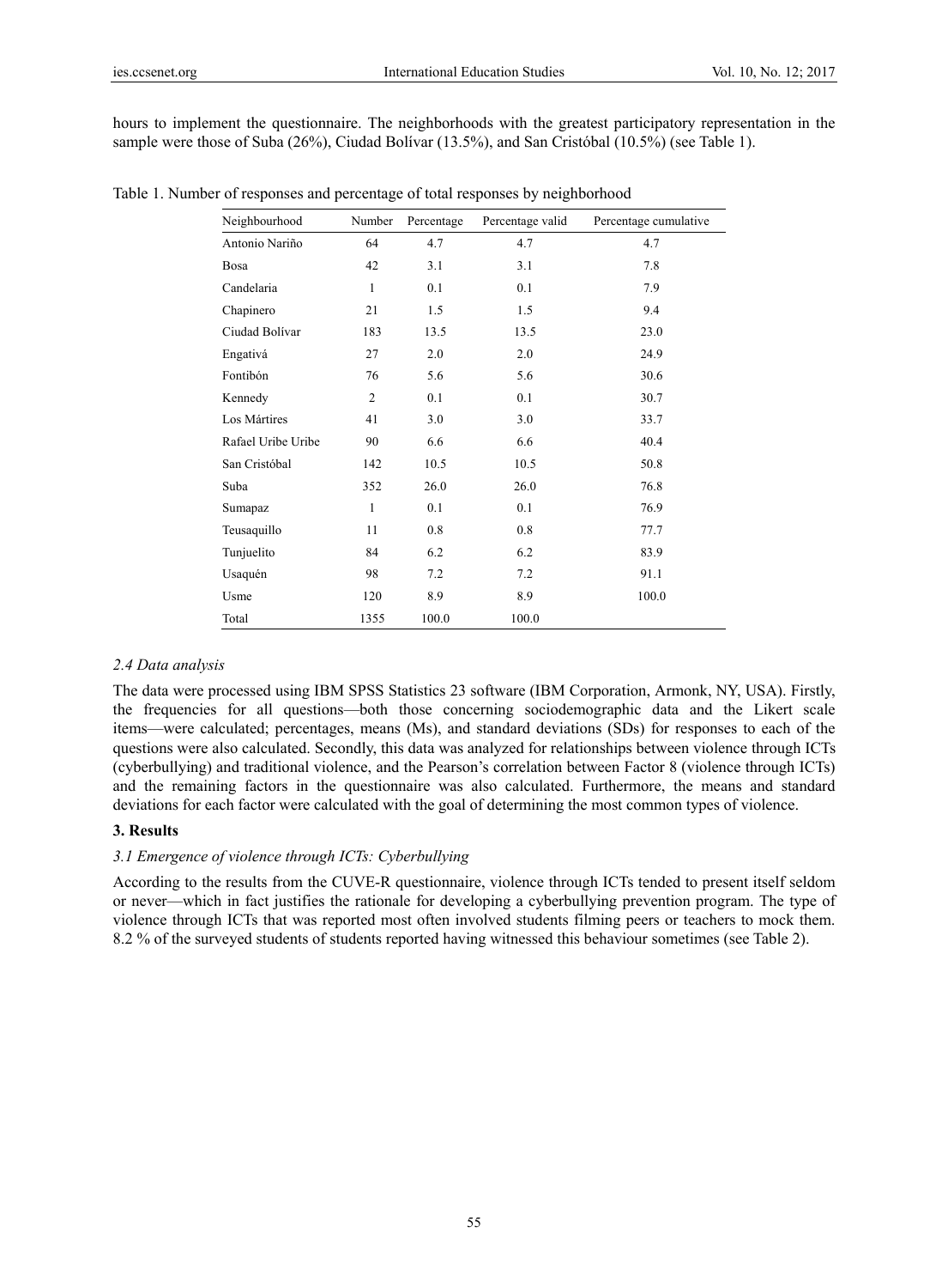hours to implement the questionnaire. The neighborhoods with the greatest participatory representation in the sample were those of Suba (26%), Ciudad Bolívar (13.5%), and San Cristóbal (10.5%) (see Table 1).

Table 1. Number of responses and percentage of total responses by neighborhood

| Neighbourhood | Number | Percentage | Percentage valid | Percentage cumulative |
|---|---|---|---|---|
| Antonio Nariño | 64 | 4.7 | 4.7 | 4.7 |
| Bosa | 42 | 3.1 | 3.1 | 7.8 |
| Candelaria | 1 | 0.1 | 0.1 | 7.9 |
| Chapinero | 21 | 1.5 | 1.5 | 9.4 |
| Ciudad Bolívar | 183 | 13.5 | 13.5 | 23.0 |
| Engativá | 27 | 2.0 | 2.0 | 24.9 |
| Fontibón | 76 | 5.6 | 5.6 | 30.6 |
| Kennedy | 2 | 0.1 | 0.1 | 30.7 |
| Los Mártires | 41 | 3.0 | 3.0 | 33.7 |
| Rafael Uribe Uribe | 90 | 6.6 | 6.6 | 40.4 |
| San Cristóbal | 142 | 10.5 | 10.5 | 50.8 |
| Suba | 352 | 26.0 | 26.0 | 76.8 |
| Sumapaz | 1 | 0.1 | 0.1 | 76.9 |
| Teusaquillo | 11 | 0.8 | 0.8 | 77.7 |
| Tunjuelito | 84 | 6.2 | 6.2 | 83.9 |
| Usaquén | 98 | 7.2 | 7.2 | 91.1 |
| Usme | 120 | 8.9 | 8.9 | 100.0 |
| Total | 1355 | 100.0 | 100.0 | |

*2.4 Data analysis*

The data were processed using IBM SPSS Statistics 23 software (IBM Corporation, Armonk, NY, USA). Firstly, the frequencies for all questions—both those concerning sociodemographic data and the Likert scale items—were calculated; percentages, means (Ms), and standard deviations (SDs) for responses to each of the questions were also calculated. Secondly, this data was analyzed for relationships between violence through ICTs (cyberbullying) and traditional violence, and the Pearson's correlation between Factor 8 (violence through ICTs) and the remaining factors in the questionnaire was also calculated. Furthermore, the means and standard deviations for each factor were calculated with the goal of determining the most common types of violence.

## 3. Results

*3.1 Emergence of violence through ICTs: Cyberbullying*

According to the results from the CUVE-R questionnaire, violence through ICTs tended to present itself seldom or never—which in fact justifies the rationale for developing a cyberbullying prevention program. The type of violence through ICTs that was reported most often involved students filming peers or teachers to mock them. 8.2 % of the surveyed students of students reported having witnessed this behaviour sometimes (see Table 2).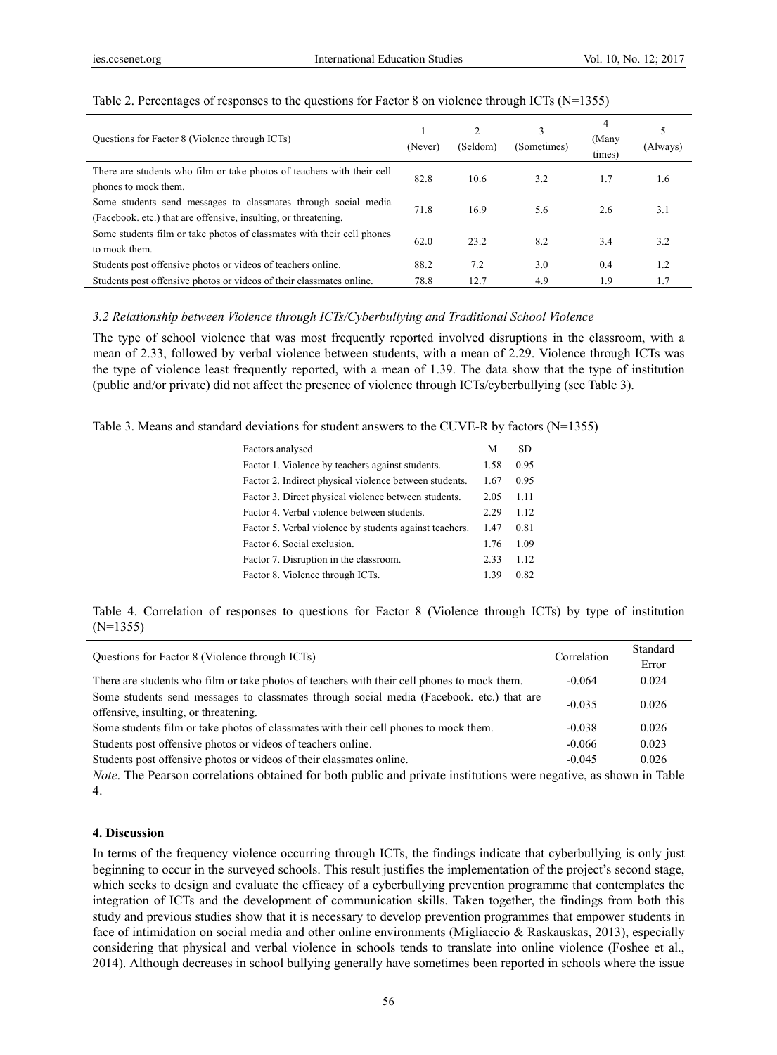Table 2. Percentages of responses to the questions for Factor 8 on violence through ICTs (N=1355)

| Questions for Factor 8 (Violence through ICTs) | 1 (Never) | 2 (Seldom) | 3 (Sometimes) | 4 (Many times) | 5 (Always) |
|---|---|---|---|---|---|
| There are students who film or take photos of teachers with their cell phones to mock them. | 82.8 | 10.6 | 3.2 | 1.7 | 1.6 |
| Some students send messages to classmates through social media (Facebook. etc.) that are offensive, insulting, or threatening. | 71.8 | 16.9 | 5.6 | 2.6 | 3.1 |
| Some students film or take photos of classmates with their cell phones to mock them. | 62.0 | 23.2 | 8.2 | 3.4 | 3.2 |
| Students post offensive photos or videos of teachers online. | 88.2 | 7.2 | 3.0 | 0.4 | 1.2 |
| Students post offensive photos or videos of their classmates online. | 78.8 | 12.7 | 4.9 | 1.9 | 1.7 |

### *3.2 Relationship between Violence through ICTs/Cyberbullying and Traditional School Violence*

The type of school violence that was most frequently reported involved disruptions in the classroom, with a mean of 2.33, followed by verbal violence between students, with a mean of 2.29. Violence through ICTs was the type of violence least frequently reported, with a mean of 1.39. The data show that the type of institution (public and/or private) did not affect the presence of violence through ICTs/cyberbullying (see Table 3).

Table 3. Means and standard deviations for student answers to the CUVE-R by factors (N=1355)

| Factors analysed | M | SD |
|---|---|---|
| Factor 1. Violence by teachers against students. | 1.58 | 0.95 |
| Factor 2. Indirect physical violence between students. | 1.67 | 0.95 |
| Factor 3. Direct physical violence between students. | 2.05 | 1.11 |
| Factor 4. Verbal violence between students. | 2.29 | 1.12 |
| Factor 5. Verbal violence by students against teachers. | 1.47 | 0.81 |
| Factor 6. Social exclusion. | 1.76 | 1.09 |
| Factor 7. Disruption in the classroom. | 2.33 | 1.12 |
| Factor 8. Violence through ICTs. | 1.39 | 0.82 |

Table 4. Correlation of responses to questions for Factor 8 (Violence through ICTs) by type of institution (N=1355)

| Questions for Factor 8 (Violence through ICTs) | Correlation | Standard Error |
|---|---|---|
| There are students who film or take photos of teachers with their cell phones to mock them. | -0.064 | 0.024 |
| Some students send messages to classmates through social media (Facebook. etc.) that are offensive, insulting, or threatening. | -0.035 | 0.026 |
| Some students film or take photos of classmates with their cell phones to mock them. | -0.038 | 0.026 |
| Students post offensive photos or videos of teachers online. | -0.066 | 0.023 |
| Students post offensive photos or videos of their classmates online. | -0.045 | 0.026 |

*Note*. The Pearson correlations obtained for both public and private institutions were negative, as shown in Table 4.

## 4. Discussion

In terms of the frequency violence occurring through ICTs, the findings indicate that cyberbullying is only just beginning to occur in the surveyed schools. This result justifies the implementation of the project's second stage, which seeks to design and evaluate the efficacy of a cyberbullying prevention programme that contemplates the integration of ICTs and the development of communication skills. Taken together, the findings from both this study and previous studies show that it is necessary to develop prevention programmes that empower students in face of intimidation on social media and other online environments (Migliaccio & Raskauskas, 2013), especially considering that physical and verbal violence in schools tends to translate into online violence (Foshee et al., 2014). Although decreases in school bullying generally have sometimes been reported in schools where the issue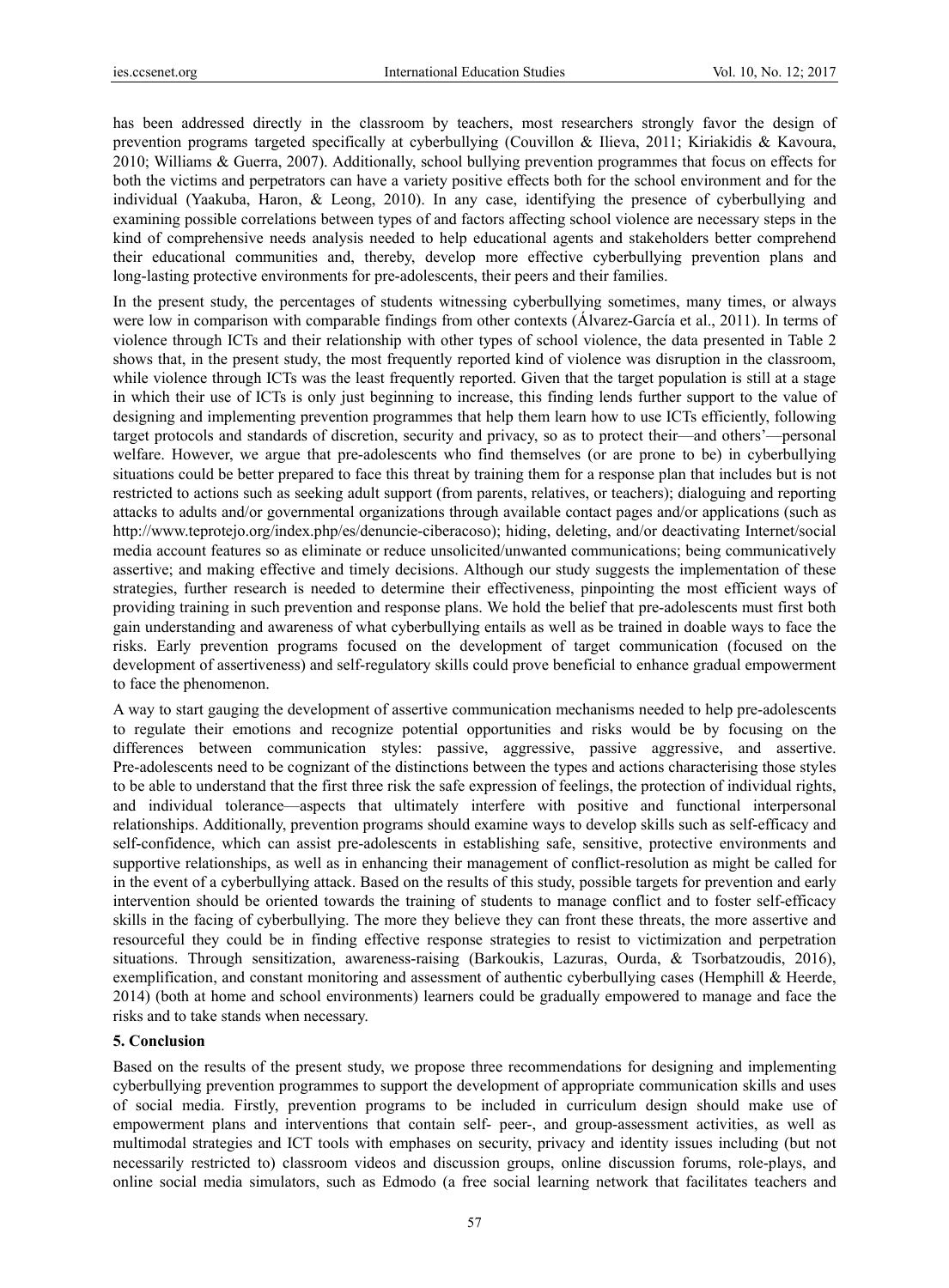has been addressed directly in the classroom by teachers, most researchers strongly favor the design of prevention programs targeted specifically at cyberbullying (Couvillon & Ilieva, 2011; Kiriakidis & Kavoura, 2010; Williams & Guerra, 2007). Additionally, school bullying prevention programmes that focus on effects for both the victims and perpetrators can have a variety positive effects both for the school environment and for the individual (Yaakuba, Haron, & Leong, 2010). In any case, identifying the presence of cyberbullying and examining possible correlations between types of and factors affecting school violence are necessary steps in the kind of comprehensive needs analysis needed to help educational agents and stakeholders better comprehend their educational communities and, thereby, develop more effective cyberbullying prevention plans and long-lasting protective environments for pre-adolescents, their peers and their families.

In the present study, the percentages of students witnessing cyberbullying sometimes, many times, or always were low in comparison with comparable findings from other contexts (Álvarez-García et al., 2011). In terms of violence through ICTs and their relationship with other types of school violence, the data presented in Table 2 shows that, in the present study, the most frequently reported kind of violence was disruption in the classroom, while violence through ICTs was the least frequently reported. Given that the target population is still at a stage in which their use of ICTs is only just beginning to increase, this finding lends further support to the value of designing and implementing prevention programmes that help them learn how to use ICTs efficiently, following target protocols and standards of discretion, security and privacy, so as to protect their—and others'—personal welfare. However, we argue that pre-adolescents who find themselves (or are prone to be) in cyberbullying situations could be better prepared to face this threat by training them for a response plan that includes but is not restricted to actions such as seeking adult support (from parents, relatives, or teachers); dialoguing and reporting attacks to adults and/or governmental organizations through available contact pages and/or applications (such as http://www.teprotejo.org/index.php/es/denuncie-ciberacoso); hiding, deleting, and/or deactivating Internet/social media account features so as eliminate or reduce unsolicited/unwanted communications; being communicatively assertive; and making effective and timely decisions. Although our study suggests the implementation of these strategies, further research is needed to determine their effectiveness, pinpointing the most efficient ways of providing training in such prevention and response plans. We hold the belief that pre-adolescents must first both gain understanding and awareness of what cyberbullying entails as well as be trained in doable ways to face the risks. Early prevention programs focused on the development of target communication (focused on the development of assertiveness) and self-regulatory skills could prove beneficial to enhance gradual empowerment to face the phenomenon.

A way to start gauging the development of assertive communication mechanisms needed to help pre-adolescents to regulate their emotions and recognize potential opportunities and risks would be by focusing on the differences between communication styles: passive, aggressive, passive aggressive, and assertive. Pre-adolescents need to be cognizant of the distinctions between the types and actions characterising those styles to be able to understand that the first three risk the safe expression of feelings, the protection of individual rights, and individual tolerance—aspects that ultimately interfere with positive and functional interpersonal relationships. Additionally, prevention programs should examine ways to develop skills such as self-efficacy and self-confidence, which can assist pre-adolescents in establishing safe, sensitive, protective environments and supportive relationships, as well as in enhancing their management of conflict-resolution as might be called for in the event of a cyberbullying attack. Based on the results of this study, possible targets for prevention and early intervention should be oriented towards the training of students to manage conflict and to foster self-efficacy skills in the facing of cyberbullying. The more they believe they can front these threats, the more assertive and resourceful they could be in finding effective response strategies to resist to victimization and perpetration situations. Through sensitization, awareness-raising (Barkoukis, Lazuras, Ourda, & Tsorbatzoudis, 2016), exemplification, and constant monitoring and assessment of authentic cyberbullying cases (Hemphill & Heerde, 2014) (both at home and school environments) learners could be gradually empowered to manage and face the risks and to take stands when necessary.

## 5. Conclusion

Based on the results of the present study, we propose three recommendations for designing and implementing cyberbullying prevention programmes to support the development of appropriate communication skills and uses of social media. Firstly, prevention programs to be included in curriculum design should make use of empowerment plans and interventions that contain self- peer-, and group-assessment activities, as well as multimodal strategies and ICT tools with emphases on security, privacy and identity issues including (but not necessarily restricted to) classroom videos and discussion groups, online discussion forums, role-plays, and online social media simulators, such as Edmodo (a free social learning network that facilitates teachers and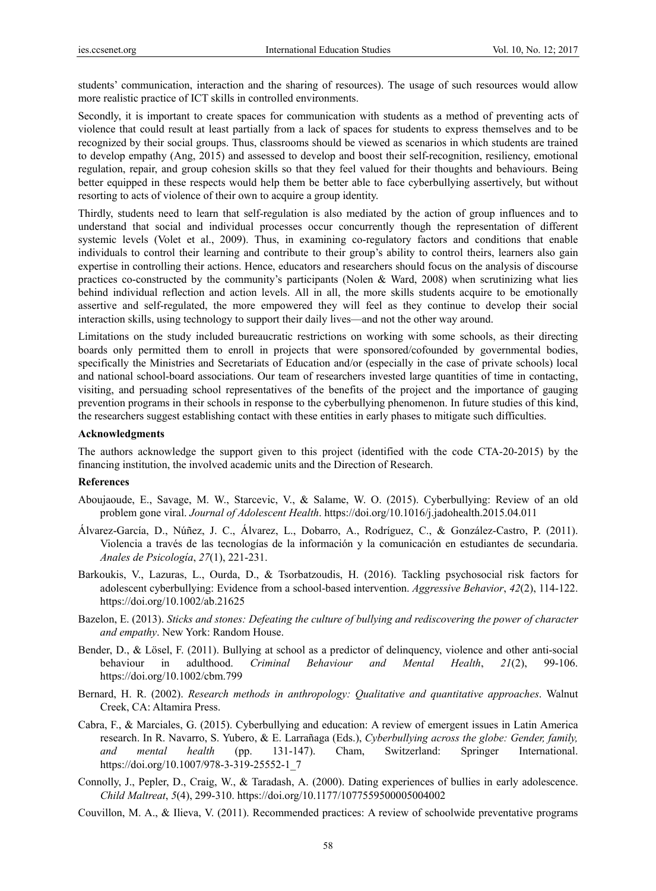students' communication, interaction and the sharing of resources). The usage of such resources would allow more realistic practice of ICT skills in controlled environments.

Secondly, it is important to create spaces for communication with students as a method of preventing acts of violence that could result at least partially from a lack of spaces for students to express themselves and to be recognized by their social groups. Thus, classrooms should be viewed as scenarios in which students are trained to develop empathy (Ang, 2015) and assessed to develop and boost their self-recognition, resiliency, emotional regulation, repair, and group cohesion skills so that they feel valued for their thoughts and behaviours. Being better equipped in these respects would help them be better able to face cyberbullying assertively, but without resorting to acts of violence of their own to acquire a group identity.

Thirdly, students need to learn that self-regulation is also mediated by the action of group influences and to understand that social and individual processes occur concurrently though the representation of different systemic levels (Volet et al., 2009). Thus, in examining co-regulatory factors and conditions that enable individuals to control their learning and contribute to their group's ability to control theirs, learners also gain expertise in controlling their actions. Hence, educators and researchers should focus on the analysis of discourse practices co-constructed by the community's participants (Nolen & Ward, 2008) when scrutinizing what lies behind individual reflection and action levels. All in all, the more skills students acquire to be emotionally assertive and self-regulated, the more empowered they will feel as they continue to develop their social interaction skills, using technology to support their daily lives—and not the other way around.

Limitations on the study included bureaucratic restrictions on working with some schools, as their directing boards only permitted them to enroll in projects that were sponsored/cofounded by governmental bodies, specifically the Ministries and Secretariats of Education and/or (especially in the case of private schools) local and national school-board associations. Our team of researchers invested large quantities of time in contacting, visiting, and persuading school representatives of the benefits of the project and the importance of gauging prevention programs in their schools in response to the cyberbullying phenomenon. In future studies of this kind, the researchers suggest establishing contact with these entities in early phases to mitigate such difficulties.

### Acknowledgments

The authors acknowledge the support given to this project (identified with the code CTA-20-2015) by the financing institution, the involved academic units and the Direction of Research.

### References

Aboujaoude, E., Savage, M. W., Starcevic, V., & Salame, W. O. (2015). Cyberbullying: Review of an old problem gone viral. *Journal of Adolescent Health*. https://doi.org/10.1016/j.jadohealth.2015.04.011

Álvarez-García, D., Núñez, J. C., Álvarez, L., Dobarro, A., Rodríguez, C., & González-Castro, P. (2011). Violencia a través de las tecnologías de la información y la comunicación en estudiantes de secundaria. *Anales de Psicología*, *27*(1), 221-231.

Barkoukis, V., Lazuras, L., Ourda, D., & Tsorbatzoudis, H. (2016). Tackling psychosocial risk factors for adolescent cyberbullying: Evidence from a school-based intervention. *Aggressive Behavior*, *42*(2), 114-122. https://doi.org/10.1002/ab.21625

Bazelon, E. (2013). *Sticks and stones: Defeating the culture of bullying and rediscovering the power of character and empathy*. New York: Random House.

Bender, D., & Lösel, F. (2011). Bullying at school as a predictor of delinquency, violence and other anti-social behaviour in adulthood. *Criminal Behaviour and Mental Health*, *21*(2), 99-106. https://doi.org/10.1002/cbm.799

Bernard, H. R. (2002). *Research methods in anthropology: Qualitative and quantitative approaches*. Walnut Creek, CA: Altamira Press.

Cabra, F., & Marciales, G. (2015). Cyberbullying and education: A review of emergent issues in Latin America research. In R. Navarro, S. Yubero, & E. Larrañaga (Eds.), *Cyberbullying across the globe: Gender, family, and mental health* (pp. 131-147). Cham, Switzerland: Springer International. https://doi.org/10.1007/978-3-319-25552-1_7

Connolly, J., Pepler, D., Craig, W., & Taradash, A. (2000). Dating experiences of bullies in early adolescence. *Child Maltreat*, *5*(4), 299-310. https://doi.org/10.1177/1077559500005004002

Couvillon, M. A., & Ilieva, V. (2011). Recommended practices: A review of schoolwide preventative programs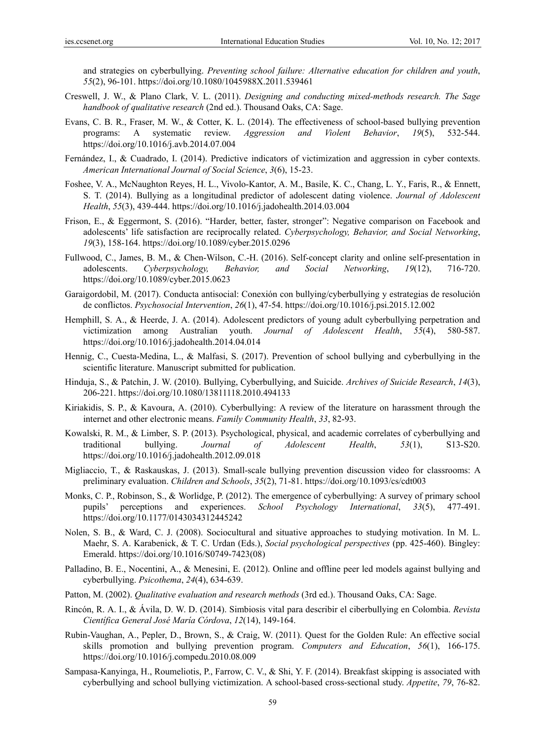and strategies on cyberbullying. *Preventing school failure: Alternative education for children and youth*, *55*(2), 96-101. https://doi.org/10.1080/1045988X.2011.539461

Creswell, J. W., & Plano Clark, V. L. (2011). *Designing and conducting mixed-methods research. The Sage handbook of qualitative research* (2nd ed.). Thousand Oaks, CA: Sage.

Evans, C. B. R., Fraser, M. W., & Cotter, K. L. (2014). The effectiveness of school-based bullying prevention programs: A systematic review. *Aggression and Violent Behavior*, *19*(5), 532-544. https://doi.org/10.1016/j.avb.2014.07.004

Fernández, I., & Cuadrado, I. (2014). Predictive indicators of victimization and aggression in cyber contexts. *American International Journal of Social Science*, *3*(6), 15-23.

Foshee, V. A., McNaughton Reyes, H. L., Vivolo-Kantor, A. M., Basile, K. C., Chang, L. Y., Faris, R., & Ennett, S. T. (2014). Bullying as a longitudinal predictor of adolescent dating violence. *Journal of Adolescent Health*, *55*(3), 439-444. https://doi.org/10.1016/j.jadohealth.2014.03.004

Frison, E., & Eggermont, S. (2016). "Harder, better, faster, stronger": Negative comparison on Facebook and adolescents' life satisfaction are reciprocally related. *Cyberpsychology, Behavior, and Social Networking*, *19*(3), 158-164. https://doi.org/10.1089/cyber.2015.0296

Fullwood, C., James, B. M., & Chen-Wilson, C.-H. (2016). Self-concept clarity and online self-presentation in adolescents. *Cyberpsychology, Behavior, and Social Networking*, *19*(12), 716-720. https://doi.org/10.1089/cyber.2015.0623

Garaigordobil, M. (2017). Conducta antisocial: Conexión con bullying/cyberbullying y estrategias de resolución de conflictos. *Psychosocial Intervention*, *26*(1), 47-54. https://doi.org/10.1016/j.psi.2015.12.002

Hemphill, S. A., & Heerde, J. A. (2014). Adolescent predictors of young adult cyberbullying perpetration and victimization among Australian youth. *Journal of Adolescent Health*, *55*(4), 580-587. https://doi.org/10.1016/j.jadohealth.2014.04.014

Hennig, C., Cuesta-Medina, L., & Malfasi, S. (2017). Prevention of school bullying and cyberbullying in the scientific literature. Manuscript submitted for publication.

Hinduja, S., & Patchin, J. W. (2010). Bullying, Cyberbullying, and Suicide. *Archives of Suicide Research*, *14*(3), 206-221. https://doi.org/10.1080/13811118.2010.494133

Kiriakidis, S. P., & Kavoura, A. (2010). Cyberbullying: A review of the literature on harassment through the internet and other electronic means. *Family Community Health*, *33*, 82-93.

Kowalski, R. M., & Limber, S. P. (2013). Psychological, physical, and academic correlates of cyberbullying and traditional bullying. *Journal of Adolescent Health*, *53*(1), S13-S20. https://doi.org/10.1016/j.jadohealth.2012.09.018

Migliaccio, T., & Raskauskas, J. (2013). Small-scale bullying prevention discussion video for classrooms: A preliminary evaluation. *Children and Schools*, *35*(2), 71-81. https://doi.org/10.1093/cs/cdt003

Monks, C. P., Robinson, S., & Worlidge, P. (2012). The emergence of cyberbullying: A survey of primary school pupils' perceptions and experiences. *School Psychology International*, *33*(5), 477-491. https://doi.org/10.1177/0143034312445242

Nolen, S. B., & Ward, C. J. (2008). Sociocultural and situative approaches to studying motivation. In M. L. Maehr, S. A. Karabenick, & T. C. Urdan (Eds.), *Social psychological perspectives* (pp. 425-460). Bingley: Emerald. https://doi.org/10.1016/S0749-7423(08)

Palladino, B. E., Nocentini, A., & Menesini, E. (2012). Online and offline peer led models against bullying and cyberbullying. *Psicothema*, *24*(4), 634-639.

Patton, M. (2002). *Qualitative evaluation and research methods* (3rd ed.). Thousand Oaks, CA: Sage.

Rincón, R. A. I., & Ávila, D. W. D. (2014). Simbiosis vital para describir el ciberbullying en Colombia. *Revista Científica General José María Córdova*, *12*(14), 149-164.

Rubin-Vaughan, A., Pepler, D., Brown, S., & Craig, W. (2011). Quest for the Golden Rule: An effective social skills promotion and bullying prevention program. *Computers and Education*, *56*(1), 166-175. https://doi.org/10.1016/j.compedu.2010.08.009

Sampasa-Kanyinga, H., Roumeliotis, P., Farrow, C. V., & Shi, Y. F. (2014). Breakfast skipping is associated with cyberbullying and school bullying victimization. A school-based cross-sectional study. *Appetite*, *79*, 76-82.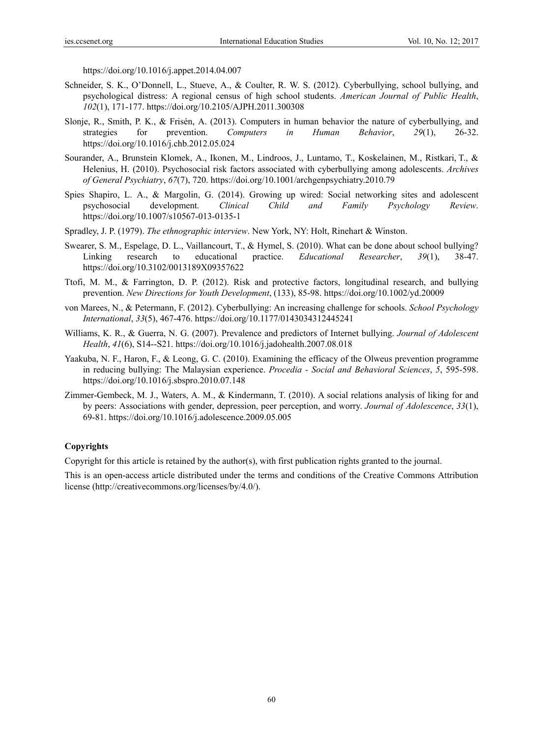https://doi.org/10.1016/j.appet.2014.04.007

Schneider, S. K., O'Donnell, L., Stueve, A., & Coulter, R. W. S. (2012). Cyberbullying, school bullying, and psychological distress: A regional census of high school students. *American Journal of Public Health*, *102*(1), 171-177. https://doi.org/10.2105/AJPH.2011.300308

Slonje, R., Smith, P. K., & Frisén, A. (2013). Computers in human behavior the nature of cyberbullying, and strategies for prevention. *Computers in Human Behavior*, *29*(1), 26-32. https://doi.org/10.1016/j.chb.2012.05.024

Sourander, A., Brunstein Klomek, A., Ikonen, M., Lindroos, J., Luntamo, T., Koskelainen, M., Ristkari, T., & Helenius, H. (2010). Psychosocial risk factors associated with cyberbullying among adolescents. *Archives of General Psychiatry*, *67*(7), 720. https://doi.org/10.1001/archgenpsychiatry.2010.79

Spies Shapiro, L. A., & Margolin, G. (2014). Growing up wired: Social networking sites and adolescent psychosocial development. *Clinical Child and Family Psychology Review*. https://doi.org/10.1007/s10567-013-0135-1

Spradley, J. P. (1979). *The ethnographic interview*. New York, NY: Holt, Rinehart & Winston.

Swearer, S. M., Espelage, D. L., Vaillancourt, T., & Hymel, S. (2010). What can be done about school bullying? Linking research to educational practice. *Educational Researcher*, *39*(1), 38-47. https://doi.org/10.3102/0013189X09357622

Ttofi, M. M., & Farrington, D. P. (2012). Risk and protective factors, longitudinal research, and bullying prevention. *New Directions for Youth Development*, (133), 85-98. https://doi.org/10.1002/yd.20009

von Marees, N., & Petermann, F. (2012). Cyberbullying: An increasing challenge for schools. *School Psychology International*, *33*(5), 467-476. https://doi.org/10.1177/0143034312445241

Williams, K. R., & Guerra, N. G. (2007). Prevalence and predictors of Internet bullying. *Journal of Adolescent Health*, *41*(6), S14--S21. https://doi.org/10.1016/j.jadohealth.2007.08.018

Yaakuba, N. F., Haron, F., & Leong, G. C. (2010). Examining the efficacy of the Olweus prevention programme in reducing bullying: The Malaysian experience. *Procedia - Social and Behavioral Sciences*, *5*, 595-598. https://doi.org/10.1016/j.sbspro.2010.07.148

Zimmer-Gembeck, M. J., Waters, A. M., & Kindermann, T. (2010). A social relations analysis of liking for and by peers: Associations with gender, depression, peer perception, and worry. *Journal of Adolescence*, *33*(1), 69-81. https://doi.org/10.1016/j.adolescence.2009.05.005

**Copyrights**

Copyright for this article is retained by the author(s), with first publication rights granted to the journal.

This is an open-access article distributed under the terms and conditions of the Creative Commons Attribution license (http://creativecommons.org/licenses/by/4.0/).